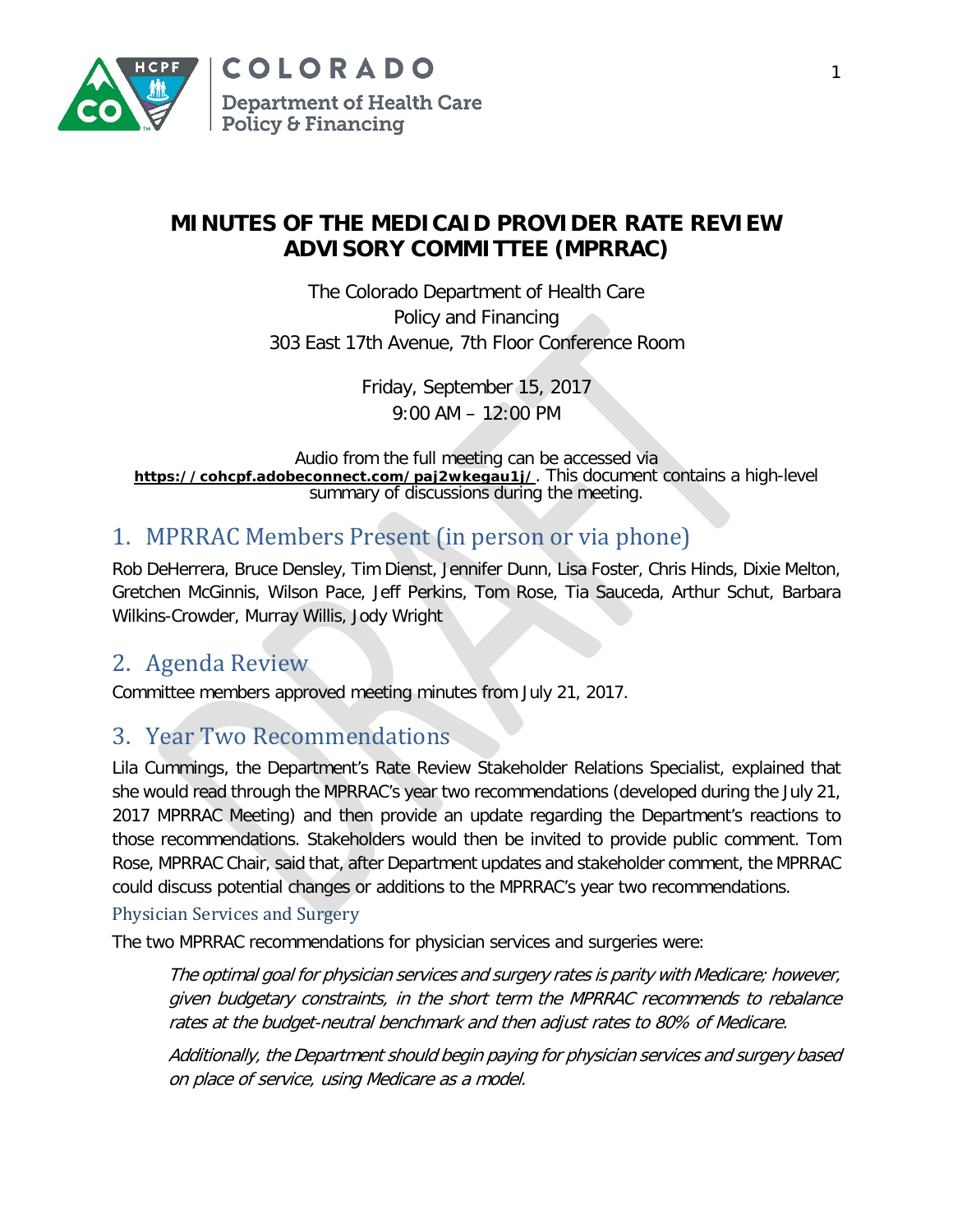# MINUTES OF THE MEDICAID PROVIDER RATE REVIEW ADVISORY COMMITTEE (MPRRAC)

The Colorado Department of Health Care Policy and Financing
303 East 17th Avenue, 7th Floor Conference Room

Friday, September 15, 2017
9:00 AM – 12:00 PM

Audio from the full meeting can be accessed via **https://cohcpf.adobeconnect.com/paj2wkegau1j/**. This document contains a high-level summary of discussions during the meeting.

## 1. MPRRAC Members Present (in person or via phone)

Rob DeHerrera, Bruce Densley, Tim Dienst, Jennifer Dunn, Lisa Foster, Chris Hinds, Dixie Melton, Gretchen McGinnis, Wilson Pace, Jeff Perkins, Tom Rose, Tia Sauceda, Arthur Schut, Barbara Wilkins-Crowder, Murray Willis, Jody Wright

## 2. Agenda Review

Committee members approved meeting minutes from July 21, 2017.

## 3. Year Two Recommendations

Lila Cummings, the Department's Rate Review Stakeholder Relations Specialist, explained that she would read through the MPRRAC's year two recommendations (developed during the July 21, 2017 MPRRAC Meeting) and then provide an update regarding the Department's reactions to those recommendations. Stakeholders would then be invited to provide public comment. Tom Rose, MPRRAC Chair, said that, after Department updates and stakeholder comment, the MPRRAC could discuss potential changes or additions to the MPRRAC's year two recommendations.

### Physician Services and Surgery

The two MPRRAC recommendations for physician services and surgeries were:

> *The optimal goal for physician services and surgery rates is parity with Medicare; however, given budgetary constraints, in the short term the MPRRAC recommends to rebalance rates at the budget-neutral benchmark and then adjust rates to 80% of Medicare.*
>
> *Additionally, the Department should begin paying for physician services and surgery based on place of service, using Medicare as a model.*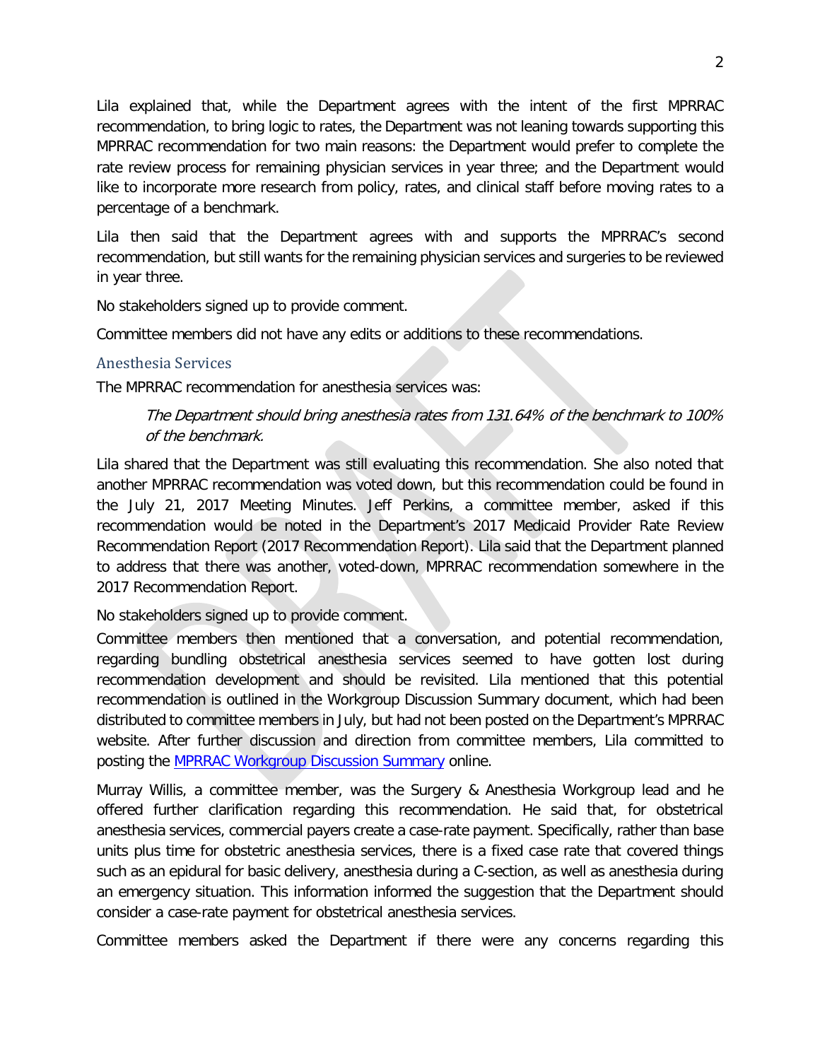Lila explained that, while the Department agrees with the intent of the first MPRRAC recommendation, to bring logic to rates, the Department was not leaning towards supporting this MPRRAC recommendation for two main reasons: the Department would prefer to complete the rate review process for remaining physician services in year three; and the Department would like to incorporate more research from policy, rates, and clinical staff before moving rates to a percentage of a benchmark.

Lila then said that the Department agrees with and supports the MPRRAC's second recommendation, but still wants for the remaining physician services and surgeries to be reviewed in year three.

No stakeholders signed up to provide comment.

Committee members did not have any edits or additions to these recommendations.

### Anesthesia Services

The MPRRAC recommendation for anesthesia services was:

> *The Department should bring anesthesia rates from 131.64% of the benchmark to 100% of the benchmark.*

Lila shared that the Department was still evaluating this recommendation. She also noted that another MPRRAC recommendation was voted down, but this recommendation could be found in the July 21, 2017 Meeting Minutes. Jeff Perkins, a committee member, asked if this recommendation would be noted in the Department's 2017 Medicaid Provider Rate Review Recommendation Report (2017 Recommendation Report). Lila said that the Department planned to address that there was another, voted-down, MPRRAC recommendation somewhere in the 2017 Recommendation Report.

No stakeholders signed up to provide comment.

Committee members then mentioned that a conversation, and potential recommendation, regarding bundling obstetrical anesthesia services seemed to have gotten lost during recommendation development and should be revisited. Lila mentioned that this potential recommendation is outlined in the Workgroup Discussion Summary document, which had been distributed to committee members in July, but had not been posted on the Department's MPRRAC website. After further discussion and direction from committee members, Lila committed to posting the MPRRAC Workgroup Discussion Summary online.

Murray Willis, a committee member, was the Surgery & Anesthesia Workgroup lead and he offered further clarification regarding this recommendation. He said that, for obstetrical anesthesia services, commercial payers create a case-rate payment. Specifically, rather than base units plus time for obstetric anesthesia services, there is a fixed case rate that covered things such as an epidural for basic delivery, anesthesia during a C-section, as well as anesthesia during an emergency situation. This information informed the suggestion that the Department should consider a case-rate payment for obstetrical anesthesia services.

Committee members asked the Department if there were any concerns regarding this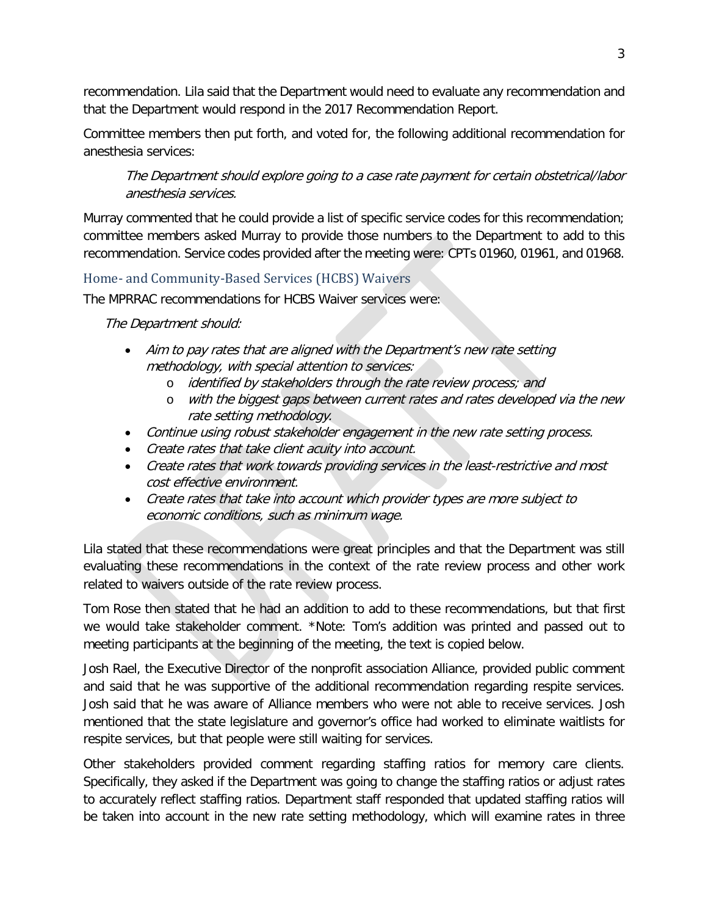recommendation. Lila said that the Department would need to evaluate any recommendation and that the Department would respond in the 2017 Recommendation Report.

Committee members then put forth, and voted for, the following additional recommendation for anesthesia services:

> *The Department should explore going to a case rate payment for certain obstetrical/labor anesthesia services.*

Murray commented that he could provide a list of specific service codes for this recommendation; committee members asked Murray to provide those numbers to the Department to add to this recommendation. Service codes provided after the meeting were: CPTs 01960, 01961, and 01968.

### Home- and Community-Based Services (HCBS) Waivers

The MPRRAC recommendations for HCBS Waiver services were:

*The Department should:*

- *Aim to pay rates that are aligned with the Department's new rate setting methodology, with special attention to services:*
  - *identified by stakeholders through the rate review process; and*
  - *with the biggest gaps between current rates and rates developed via the new rate setting methodology.*
- *Continue using robust stakeholder engagement in the new rate setting process.*
- *Create rates that take client acuity into account.*
- *Create rates that work towards providing services in the least-restrictive and most cost effective environment.*
- *Create rates that take into account which provider types are more subject to economic conditions, such as minimum wage.*

Lila stated that these recommendations were great principles and that the Department was still evaluating these recommendations in the context of the rate review process and other work related to waivers outside of the rate review process.

Tom Rose then stated that he had an addition to add to these recommendations, but that first we would take stakeholder comment. *Note: Tom's addition was printed and passed out to meeting participants at the beginning of the meeting, the text is copied below.

Josh Rael, the Executive Director of the nonprofit association Alliance, provided public comment and said that he was supportive of the additional recommendation regarding respite services. Josh said that he was aware of Alliance members who were not able to receive services. Josh mentioned that the state legislature and governor's office had worked to eliminate waitlists for respite services, but that people were still waiting for services.

Other stakeholders provided comment regarding staffing ratios for memory care clients. Specifically, they asked if the Department was going to change the staffing ratios or adjust rates to accurately reflect staffing ratios. Department staff responded that updated staffing ratios will be taken into account in the new rate setting methodology, which will examine rates in three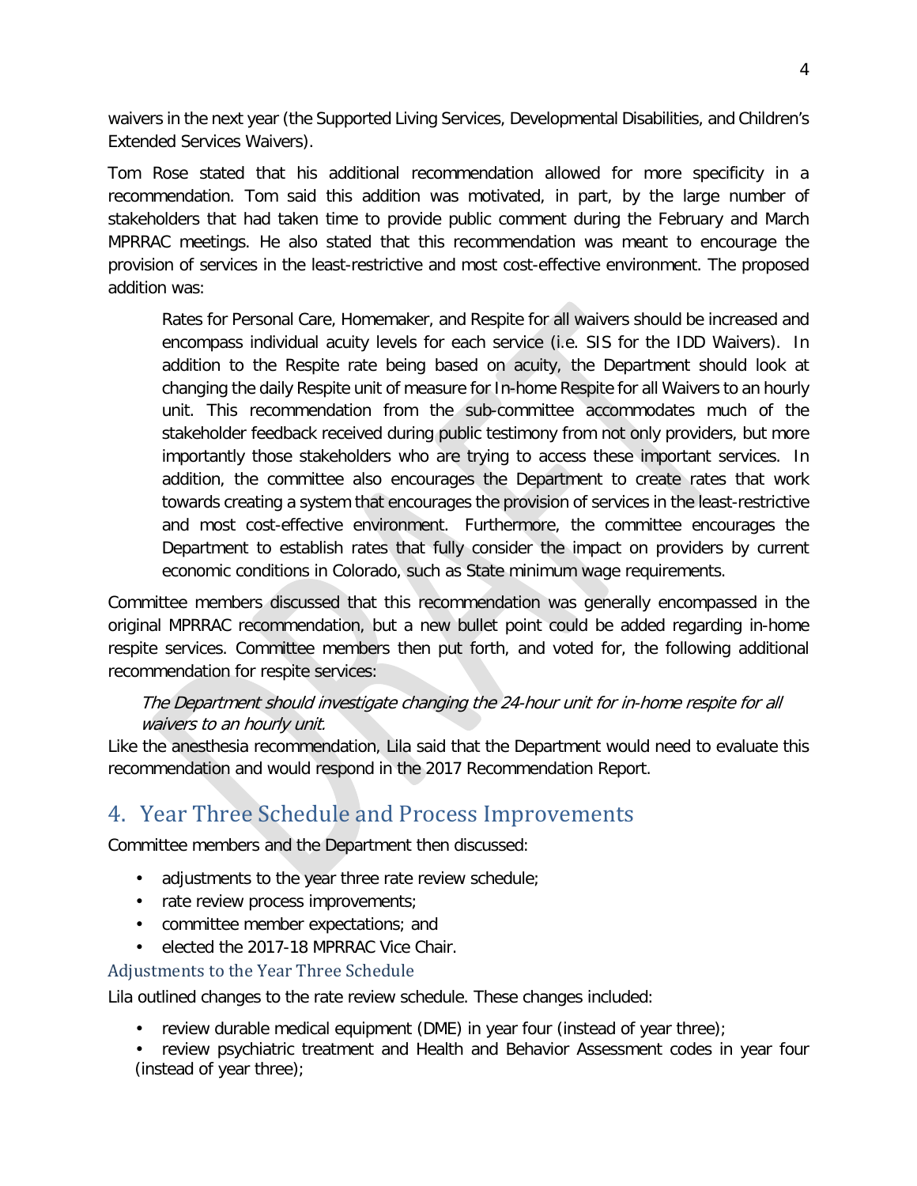waivers in the next year (the Supported Living Services, Developmental Disabilities, and Children's Extended Services Waivers).

Tom Rose stated that his additional recommendation allowed for more specificity in a recommendation. Tom said this addition was motivated, in part, by the large number of stakeholders that had taken time to provide public comment during the February and March MPRRAC meetings. He also stated that this recommendation was meant to encourage the provision of services in the least-restrictive and most cost-effective environment. The proposed addition was:

> Rates for Personal Care, Homemaker, and Respite for all waivers should be increased and encompass individual acuity levels for each service (i.e. SIS for the IDD Waivers). In addition to the Respite rate being based on acuity, the Department should look at changing the daily Respite unit of measure for In-home Respite for all Waivers to an hourly unit. This recommendation from the sub-committee accommodates much of the stakeholder feedback received during public testimony from not only providers, but more importantly those stakeholders who are trying to access these important services. In addition, the committee also encourages the Department to create rates that work towards creating a system that encourages the provision of services in the least-restrictive and most cost-effective environment. Furthermore, the committee encourages the Department to establish rates that fully consider the impact on providers by current economic conditions in Colorado, such as State minimum wage requirements.

Committee members discussed that this recommendation was generally encompassed in the original MPRRAC recommendation, but a new bullet point could be added regarding in-home respite services. Committee members then put forth, and voted for, the following additional recommendation for respite services:

> *The Department should investigate changing the 24-hour unit for in-home respite for all waivers to an hourly unit.*

Like the anesthesia recommendation, Lila said that the Department would need to evaluate this recommendation and would respond in the 2017 Recommendation Report.

## 4. Year Three Schedule and Process Improvements

Committee members and the Department then discussed:

- adjustments to the year three rate review schedule;
- rate review process improvements;
- committee member expectations; and
- elected the 2017-18 MPRRAC Vice Chair.

### Adjustments to the Year Three Schedule

Lila outlined changes to the rate review schedule. These changes included:

- review durable medical equipment (DME) in year four (instead of year three);
- review psychiatric treatment and Health and Behavior Assessment codes in year four (instead of year three);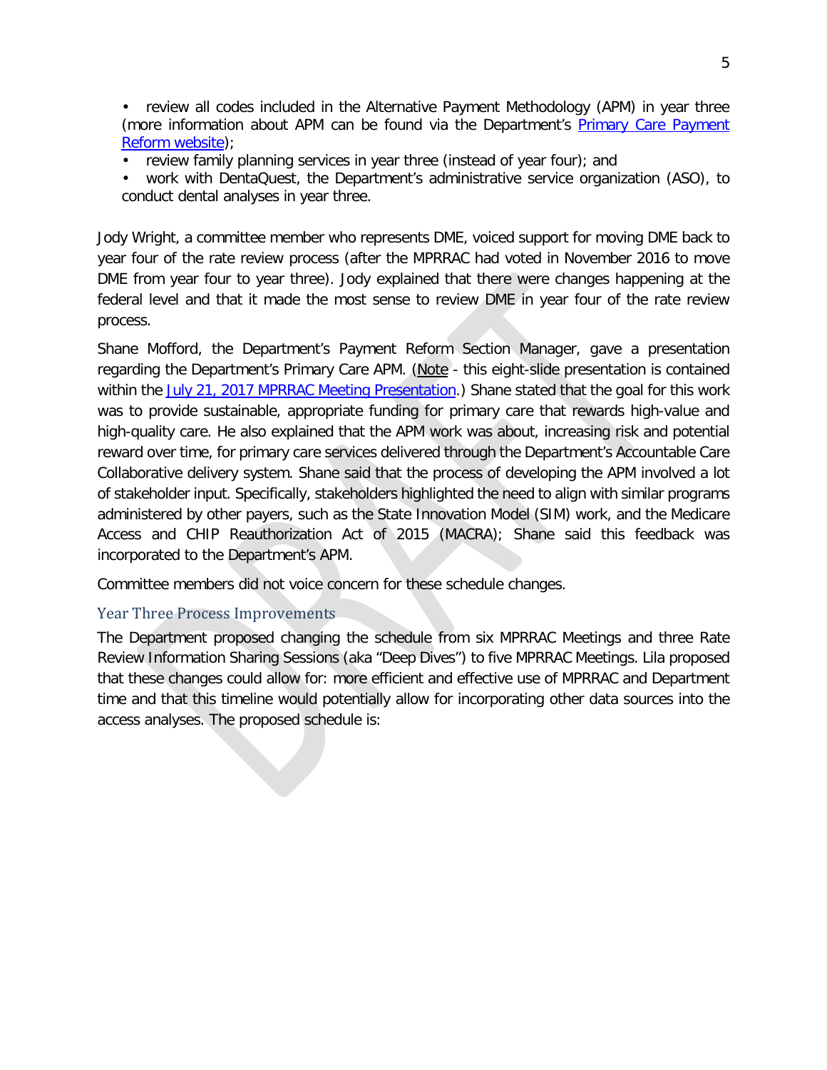- review all codes included in the Alternative Payment Methodology (APM) in year three (more information about APM can be found via the Department's [Primary Care Payment Reform website](Primary Care Payment Reform website));
- review family planning services in year three (instead of year four); and
- work with DentaQuest, the Department's administrative service organization (ASO), to conduct dental analyses in year three.

Jody Wright, a committee member who represents DME, voiced support for moving DME back to year four of the rate review process (after the MPRRAC had voted in November 2016 to move DME from year four to year three). Jody explained that there were changes happening at the federal level and that it made the most sense to review DME in year four of the rate review process.

Shane Mofford, the Department's Payment Reform Section Manager, gave a presentation regarding the Department's Primary Care APM. (Note - this eight-slide presentation is contained within the July 21, 2017 MPRRAC Meeting Presentation.) Shane stated that the goal for this work was to provide sustainable, appropriate funding for primary care that rewards high-value and high-quality care. He also explained that the APM work was about, increasing risk and potential reward over time, for primary care services delivered through the Department's Accountable Care Collaborative delivery system. Shane said that the process of developing the APM involved a lot of stakeholder input. Specifically, stakeholders highlighted the need to align with similar programs administered by other payers, such as the State Innovation Model (SIM) work, and the Medicare Access and CHIP Reauthorization Act of 2015 (MACRA); Shane said this feedback was incorporated to the Department's APM.

Committee members did not voice concern for these schedule changes.

## Year Three Process Improvements

The Department proposed changing the schedule from six MPRRAC Meetings and three Rate Review Information Sharing Sessions (aka "Deep Dives") to five MPRRAC Meetings. Lila proposed that these changes could allow for: more efficient and effective use of MPRRAC and Department time and that this timeline would potentially allow for incorporating other data sources into the access analyses. The proposed schedule is: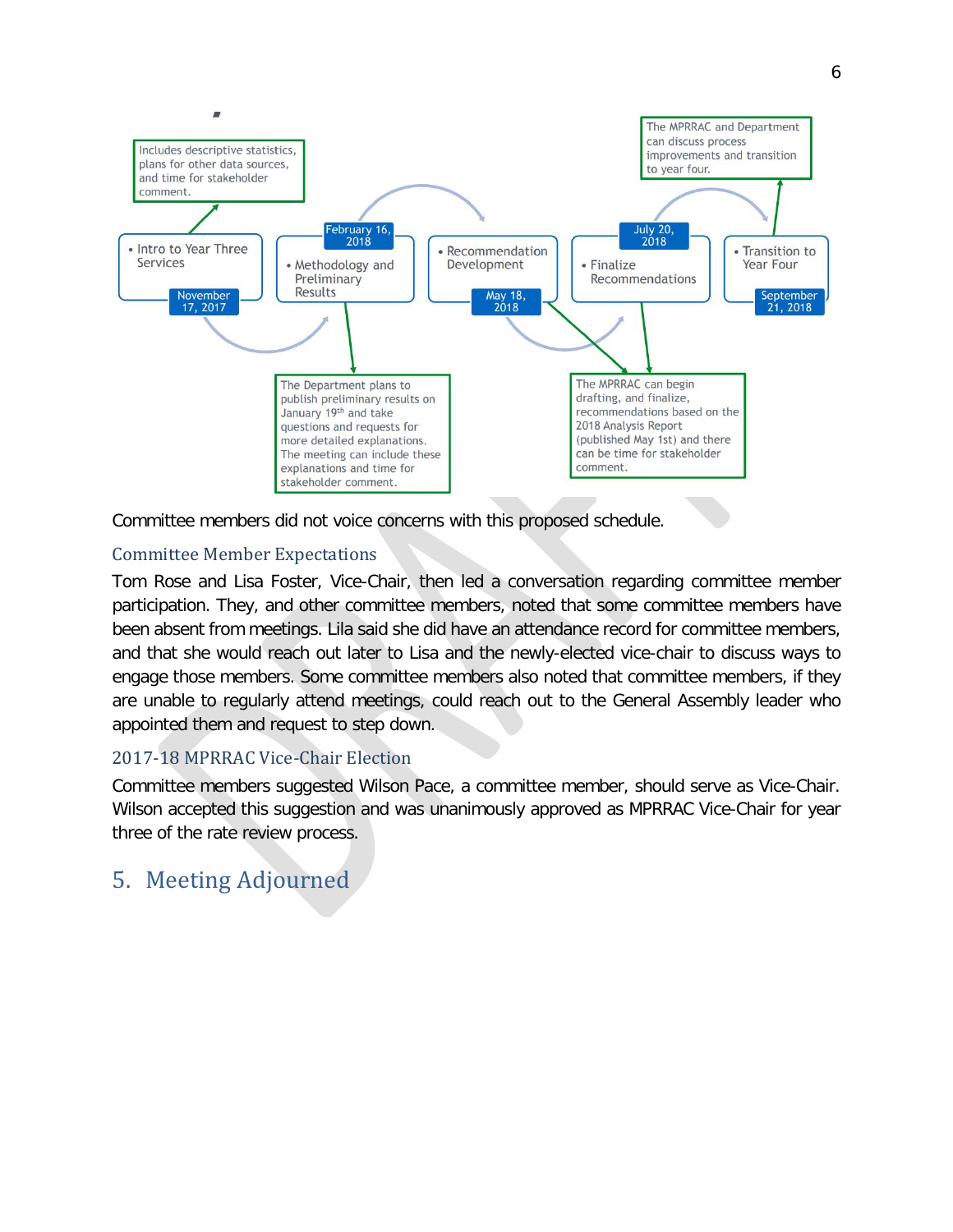Includes descriptive statistics, plans for other data sources, and time for stakeholder comment.

- Intro to Year Three Services

November 17, 2017

February 16, 2018

- Methodology and Preliminary Results

The Department plans to publish preliminary results on January 19th and take questions and requests for more detailed explanations. The meeting can include these explanations and time for stakeholder comment.

- Recommendation Development

May 18, 2018

July 20, 2018

- Finalize Recommendations

The MPRRAC can begin drafting, and finalize, recommendations based on the 2018 Analysis Report (published May 1st) and there can be time for stakeholder comment.

- Transition to Year Four

September 21, 2018

The MPRRAC and Department can discuss process improvements and transition to year four.

Committee members did not voice concerns with this proposed schedule.

### Committee Member Expectations

Tom Rose and Lisa Foster, Vice-Chair, then led a conversation regarding committee member participation. They, and other committee members, noted that some committee members have been absent from meetings. Lila said she did have an attendance record for committee members, and that she would reach out later to Lisa and the newly-elected vice-chair to discuss ways to engage those members. Some committee members also noted that committee members, if they are unable to regularly attend meetings, could reach out to the General Assembly leader who appointed them and request to step down.

### 2017-18 MPRRAC Vice-Chair Election

Committee members suggested Wilson Pace, a committee member, should serve as Vice-Chair. Wilson accepted this suggestion and was unanimously approved as MPRRAC Vice-Chair for year three of the rate review process.

## 5. Meeting Adjourned